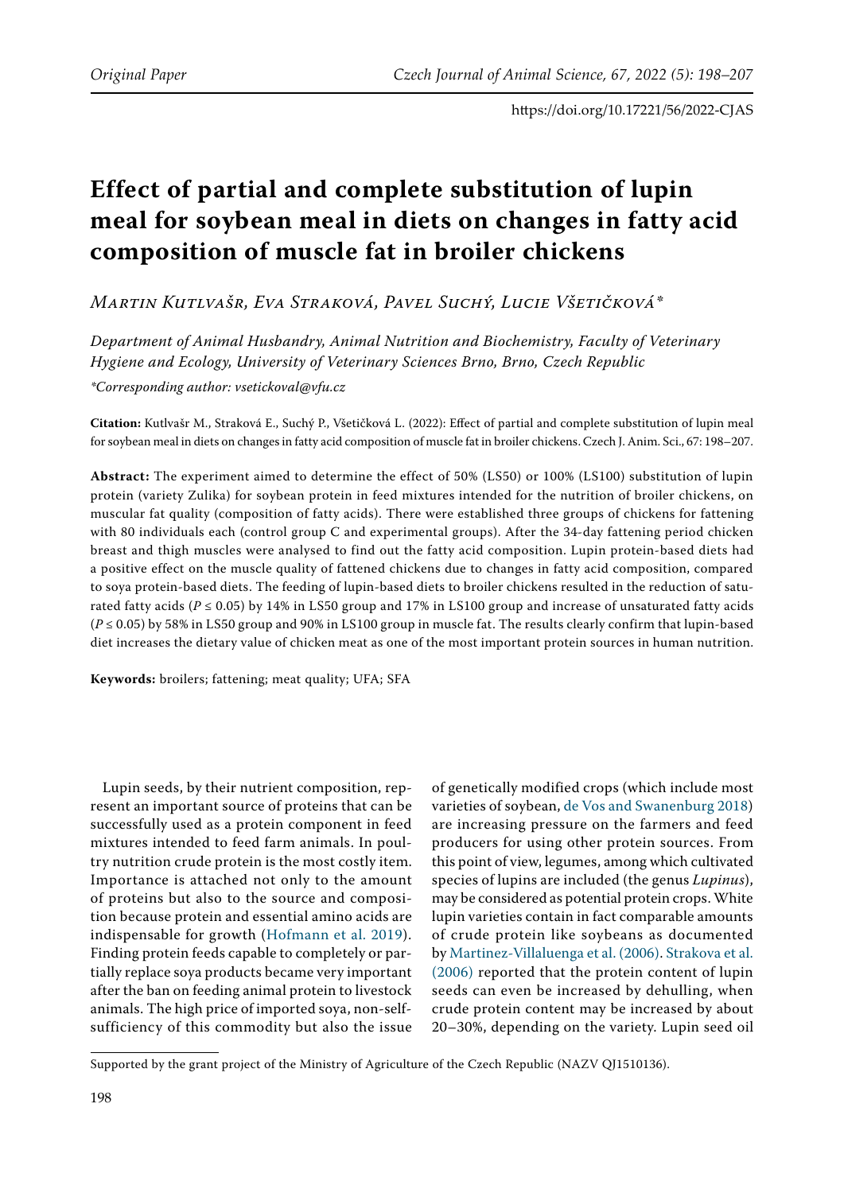# Effect of partial and complete substitution of lupin meal for soybean meal in diets on changes in fatty acid composition of muscle fat in broiler chickens

*Martin Kutlvašr, Eva Straková, Pavel Suchý, Lucie Všetičková\**

*Department of Animal Husbandry, Animal Nutrition and Biochemistry, Faculty of Veterinary Hygiene and Ecology, University of Veterinary Sciences Brno, Brno, Czech Republic*

*\*Corresponding author: vsetickoval@vfu.cz*

**Citation:** Kutlvašr M., Straková E., Suchý P., Všetičková L. (2022): Effect of partial and complete substitution of lupin meal for soybean meal in diets on changes in fatty acid composition of muscle fat in broiler chickens. Czech J. Anim. Sci., 67: 198–207.

**Abstract:** The experiment aimed to determine the effect of 50% (LS50) or 100% (LS100) substitution of lupin protein (variety Zulika) for soybean protein in feed mixtures intended for the nutrition of broiler chickens, on muscular fat quality (composition of fatty acids). There were established three groups of chickens for fattening with 80 individuals each (control group C and experimental groups). After the 34-day fattening period chicken breast and thigh muscles were analysed to find out the fatty acid composition. Lupin protein-based diets had a positive effect on the muscle quality of fattened chickens due to changes in fatty acid composition, compared to soya protein-based diets. The feeding of lupin-based diets to broiler chickens resulted in the reduction of saturated fatty acids ($P \leq 0.05$) by 14% in LS50 group and 17% in LS100 group and increase of unsaturated fatty acids ($P \leq 0.05$) by 58% in LS50 group and 90% in LS100 group in muscle fat. The results clearly confirm that lupin-based diet increases the dietary value of chicken meat as one of the most important protein sources in human nutrition.

**Keywords:** broilers; fattening; meat quality; UFA; SFA

Lupin seeds, by their nutrient composition, represent an important source of proteins that can be successfully used as a protein component in feed mixtures intended to feed farm animals. In poultry nutrition crude protein is the most costly item. Importance is attached not only to the amount of proteins but also to the source and composition because protein and essential amino acids are indispensable for growth (Hofmann et al. 2019). Finding protein feeds capable to completely or partially replace soya products became very important after the ban on feeding animal protein to livestock animals. The high price of imported soya, non-self-sufficiency of this commodity but also the issue of genetically modified crops (which include most varieties of soybean, de Vos and Swanenburg 2018) are increasing pressure on the farmers and feed producers for using other protein sources. From this point of view, legumes, among which cultivated species of lupins are included (the genus *Lupinus*), may be considered as potential protein crops. White lupin varieties contain in fact comparable amounts of crude protein like soybeans as documented by Martinez-Villaluenga et al. (2006). Strakova et al. (2006) reported that the protein content of lupin seeds can even be increased by dehulling, when crude protein content may be increased by about 20–30%, depending on the variety. Lupin seed oil

Supported by the grant project of the Ministry of Agriculture of the Czech Republic (NAZV QJ1510136).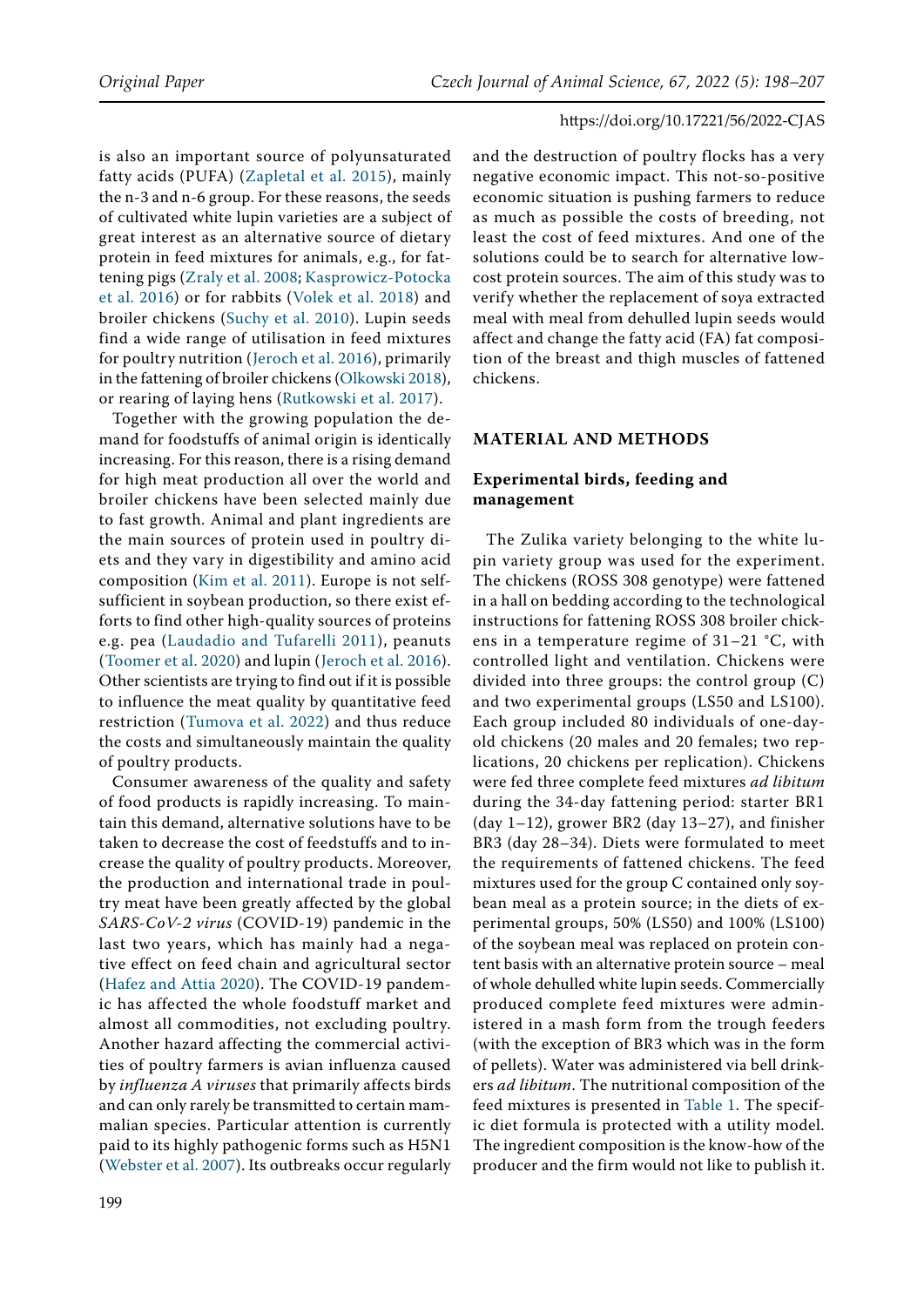is also an important source of polyunsaturated fatty acids (PUFA) (Zapletal et al. 2015), mainly the n-3 and n-6 group. For these reasons, the seeds of cultivated white lupin varieties are a subject of great interest as an alternative source of dietary protein in feed mixtures for animals, e.g., for fattening pigs (Zraly et al. 2008; Kasprowicz-Potocka et al. 2016) or for rabbits (Volek et al. 2018) and broiler chickens (Suchy et al. 2010). Lupin seeds find a wide range of utilisation in feed mixtures for poultry nutrition (Jeroch et al. 2016), primarily in the fattening of broiler chickens (Olkowski 2018), or rearing of laying hens (Rutkowski et al. 2017).

Together with the growing population the demand for foodstuffs of animal origin is identically increasing. For this reason, there is a rising demand for high meat production all over the world and broiler chickens have been selected mainly due to fast growth. Animal and plant ingredients are the main sources of protein used in poultry diets and they vary in digestibility and amino acid composition (Kim et al. 2011). Europe is not self-sufficient in soybean production, so there exist efforts to find other high-quality sources of proteins e.g. pea (Laudadio and Tufarelli 2011), peanuts (Toomer et al. 2020) and lupin (Jeroch et al. 2016). Other scientists are trying to find out if it is possible to influence the meat quality by quantitative feed restriction (Tumova et al. 2022) and thus reduce the costs and simultaneously maintain the quality of poultry products.

Consumer awareness of the quality and safety of food products is rapidly increasing. To maintain this demand, alternative solutions have to be taken to decrease the cost of feedstuffs and to increase the quality of poultry products. Moreover, the production and international trade in poultry meat have been greatly affected by the global *SARS-CoV-2 virus* (COVID-19) pandemic in the last two years, which has mainly had a negative effect on feed chain and agricultural sector (Hafez and Attia 2020). The COVID-19 pandemic has affected the whole foodstuff market and almost all commodities, not excluding poultry. Another hazard affecting the commercial activities of poultry farmers is avian influenza caused by *influenza A viruses* that primarily affects birds and can only rarely be transmitted to certain mammalian species. Particular attention is currently paid to its highly pathogenic forms such as H5N1 (Webster et al. 2007). Its outbreaks occur regularly and the destruction of poultry flocks has a very negative economic impact. This not-so-positive economic situation is pushing farmers to reduce as much as possible the costs of breeding, not least the cost of feed mixtures. And one of the solutions could be to search for alternative low-cost protein sources. The aim of this study was to verify whether the replacement of soya extracted meal with meal from dehulled lupin seeds would affect and change the fatty acid (FA) fat composition of the breast and thigh muscles of fattened chickens.

## MATERIAL AND METHODS

### Experimental birds, feeding and management

The Zulika variety belonging to the white lupin variety group was used for the experiment. The chickens (ROSS 308 genotype) were fattened in a hall on bedding according to the technological instructions for fattening ROSS 308 broiler chickens in a temperature regime of 31–21 °C, with controlled light and ventilation. Chickens were divided into three groups: the control group (C) and two experimental groups (LS50 and LS100). Each group included 80 individuals of one-day-old chickens (20 males and 20 females; two replications, 20 chickens per replication). Chickens were fed three complete feed mixtures *ad libitum* during the 34-day fattening period: starter BR1 (day 1–12), grower BR2 (day 13–27), and finisher BR3 (day 28–34). Diets were formulated to meet the requirements of fattened chickens. The feed mixtures used for the group C contained only soybean meal as a protein source; in the diets of experimental groups, 50% (LS50) and 100% (LS100) of the soybean meal was replaced on protein content basis with an alternative protein source – meal of whole dehulled white lupin seeds. Commercially produced complete feed mixtures were administered in a mash form from the trough feeders (with the exception of BR3 which was in the form of pellets). Water was administered via bell drinkers *ad libitum*. The nutritional composition of the feed mixtures is presented in Table 1. The specific diet formula is protected with a utility model. The ingredient composition is the know-how of the producer and the firm would not like to publish it.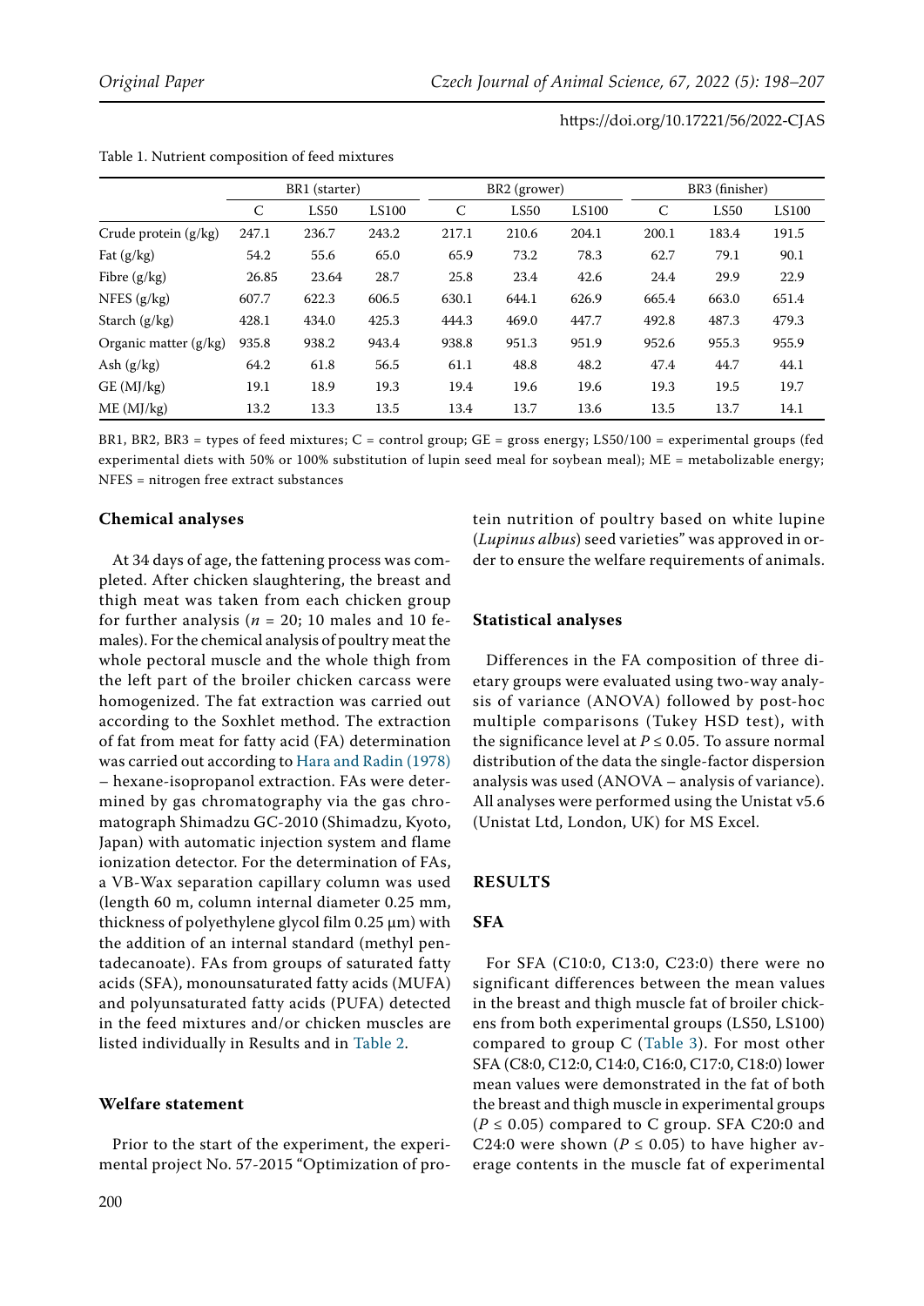Table 1. Nutrient composition of feed mixtures

| | BR1 (starter) | | | BR2 (grower) | | | BR3 (finisher) | | |
|---|---|---|---|---|---|---|---|---|---|
| | C | LS50 | LS100 | C | LS50 | LS100 | C | LS50 | LS100 |
| Crude protein (g/kg) | 247.1 | 236.7 | 243.2 | 217.1 | 210.6 | 204.1 | 200.1 | 183.4 | 191.5 |
| Fat (g/kg) | 54.2 | 55.6 | 65.0 | 65.9 | 73.2 | 78.3 | 62.7 | 79.1 | 90.1 |
| Fibre (g/kg) | 26.85 | 23.64 | 28.7 | 25.8 | 23.4 | 42.6 | 24.4 | 29.9 | 22.9 |
| NFES (g/kg) | 607.7 | 622.3 | 606.5 | 630.1 | 644.1 | 626.9 | 665.4 | 663.0 | 651.4 |
| Starch (g/kg) | 428.1 | 434.0 | 425.3 | 444.3 | 469.0 | 447.7 | 492.8 | 487.3 | 479.3 |
| Organic matter (g/kg) | 935.8 | 938.2 | 943.4 | 938.8 | 951.3 | 951.9 | 952.6 | 955.3 | 955.9 |
| Ash (g/kg) | 64.2 | 61.8 | 56.5 | 61.1 | 48.8 | 48.2 | 47.4 | 44.7 | 44.1 |
| GE (MJ/kg) | 19.1 | 18.9 | 19.3 | 19.4 | 19.6 | 19.6 | 19.3 | 19.5 | 19.7 |
| ME (MJ/kg) | 13.2 | 13.3 | 13.5 | 13.4 | 13.7 | 13.6 | 13.5 | 13.7 | 14.1 |

BR1, BR2, BR3 = types of feed mixtures; C = control group; GE = gross energy; LS50/100 = experimental groups (fed experimental diets with 50% or 100% substitution of lupin seed meal for soybean meal); ME = metabolizable energy; NFES = nitrogen free extract substances

### Chemical analyses

At 34 days of age, the fattening process was completed. After chicken slaughtering, the breast and thigh meat was taken from each chicken group for further analysis ($n$ = 20; 10 males and 10 females). For the chemical analysis of poultry meat the whole pectoral muscle and the whole thigh from the left part of the broiler chicken carcass were homogenized. The fat extraction was carried out according to the Soxhlet method. The extraction of fat from meat for fatty acid (FA) determination was carried out according to Hara and Radin (1978) – hexane-isopropanol extraction. FAs were determined by gas chromatography via the gas chromatograph Shimadzu GC-2010 (Shimadzu, Kyoto, Japan) with automatic injection system and flame ionization detector. For the determination of FAs, a VB-Wax separation capillary column was used (length 60 m, column internal diameter 0.25 mm, thickness of polyethylene glycol film 0.25 μm) with the addition of an internal standard (methyl pentadecanoate). FAs from groups of saturated fatty acids (SFA), monounsaturated fatty acids (MUFA) and polyunsaturated fatty acids (PUFA) detected in the feed mixtures and/or chicken muscles are listed individually in Results and in Table 2.

### Welfare statement

Prior to the start of the experiment, the experimental project No. 57-2015 "Optimization of protein nutrition of poultry based on white lupine (*Lupinus albus*) seed varieties" was approved in order to ensure the welfare requirements of animals.

### Statistical analyses

Differences in the FA composition of three dietary groups were evaluated using two-way analysis of variance (ANOVA) followed by post-hoc multiple comparisons (Tukey HSD test), with the significance level at $P \leq 0.05$. To assure normal distribution of the data the single-factor dispersion analysis was used (ANOVA – analysis of variance). All analyses were performed using the Unistat v5.6 (Unistat Ltd, London, UK) for MS Excel.

## RESULTS

### SFA

For SFA (C10:0, C13:0, C23:0) there were no significant differences between the mean values in the breast and thigh muscle fat of broiler chickens from both experimental groups (LS50, LS100) compared to group C (Table 3). For most other SFA (C8:0, C12:0, C14:0, C16:0, C17:0, C18:0) lower mean values were demonstrated in the fat of both the breast and thigh muscle in experimental groups ($P \leq 0.05$) compared to C group. SFA C20:0 and C24:0 were shown ($P \leq 0.05$) to have higher average contents in the muscle fat of experimental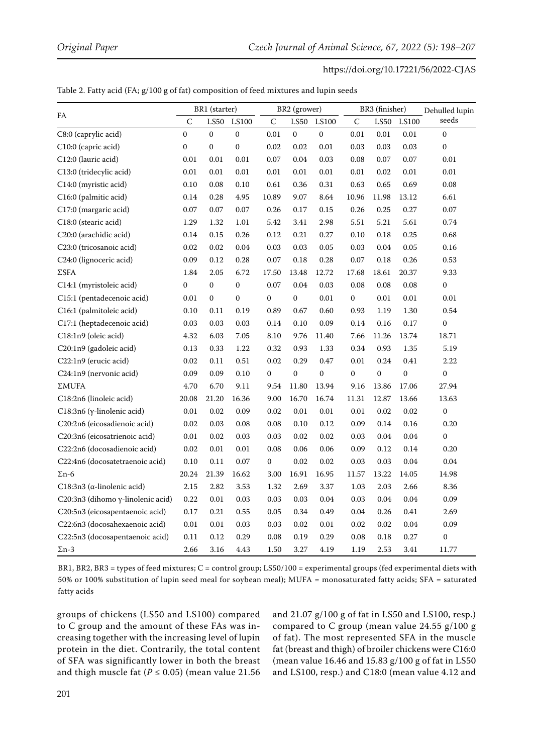Table 2. Fatty acid (FA; g/100 g of fat) composition of feed mixtures and lupin seeds

| FA | BR1 (starter) | | | BR2 (grower) | | | BR3 (finisher) | | | Dehulled lupin seeds |
|---|---|---|---|---|---|---|---|---|---|---|
| | C | LS50 | LS100 | C | LS50 | LS100 | C | LS50 | LS100 | |
| C8:0 (caprylic acid) | 0 | 0 | 0 | 0.01 | 0 | 0 | 0.01 | 0.01 | 0.01 | 0 |
| C10:0 (capric acid) | 0 | 0 | 0 | 0.02 | 0.02 | 0.01 | 0.03 | 0.03 | 0.03 | 0 |
| C12:0 (lauric acid) | 0.01 | 0.01 | 0.01 | 0.07 | 0.04 | 0.03 | 0.08 | 0.07 | 0.07 | 0.01 |
| C13:0 (tridecylic acid) | 0.01 | 0.01 | 0.01 | 0.01 | 0.01 | 0.01 | 0.01 | 0.02 | 0.01 | 0.01 |
| C14:0 (myristic acid) | 0.10 | 0.08 | 0.10 | 0.61 | 0.36 | 0.31 | 0.63 | 0.65 | 0.69 | 0.08 |
| C16:0 (palmitic acid) | 0.14 | 0.28 | 4.95 | 10.89 | 9.07 | 8.64 | 10.96 | 11.98 | 13.12 | 6.61 |
| C17:0 (margaric acid) | 0.07 | 0.07 | 0.07 | 0.26 | 0.17 | 0.15 | 0.26 | 0.25 | 0.27 | 0.07 |
| C18:0 (stearic acid) | 1.29 | 1.32 | 1.01 | 5.42 | 3.41 | 2.98 | 5.51 | 5.21 | 5.61 | 0.74 |
| C20:0 (arachidic acid) | 0.14 | 0.15 | 0.26 | 0.12 | 0.21 | 0.27 | 0.10 | 0.18 | 0.25 | 0.68 |
| C23:0 (tricosanoic acid) | 0.02 | 0.02 | 0.04 | 0.03 | 0.03 | 0.05 | 0.03 | 0.04 | 0.05 | 0.16 |
| C24:0 (lignoceric acid) | 0.09 | 0.12 | 0.28 | 0.07 | 0.18 | 0.28 | 0.07 | 0.18 | 0.26 | 0.53 |
| ΣSFA | 1.84 | 2.05 | 6.72 | 17.50 | 13.48 | 12.72 | 17.68 | 18.61 | 20.37 | 9.33 |
| C14:1 (myristoleic acid) | 0 | 0 | 0 | 0.07 | 0.04 | 0.03 | 0.08 | 0.08 | 0.08 | 0 |
| C15:1 (pentadecenoic acid) | 0.01 | 0 | 0 | 0 | 0 | 0.01 | 0 | 0.01 | 0.01 | 0.01 |
| C16:1 (palmitoleic acid) | 0.10 | 0.11 | 0.19 | 0.89 | 0.67 | 0.60 | 0.93 | 1.19 | 1.30 | 0.54 |
| C17:1 (heptadecenoic acid) | 0.03 | 0.03 | 0.03 | 0.14 | 0.10 | 0.09 | 0.14 | 0.16 | 0.17 | 0 |
| C18:1n9 (oleic acid) | 4.32 | 6.03 | 7.05 | 8.10 | 9.76 | 11.40 | 7.66 | 11.26 | 13.74 | 18.71 |
| C20:1n9 (gadoleic acid) | 0.13 | 0.33 | 1.22 | 0.32 | 0.93 | 1.33 | 0.34 | 0.93 | 1.35 | 5.19 |
| C22:1n9 (erucic acid) | 0.02 | 0.11 | 0.51 | 0.02 | 0.29 | 0.47 | 0.01 | 0.24 | 0.41 | 2.22 |
| C24:1n9 (nervonic acid) | 0.09 | 0.09 | 0.10 | 0 | 0 | 0 | 0 | 0 | 0 | 0 |
| ΣMUFA | 4.70 | 6.70 | 9.11 | 9.54 | 11.80 | 13.94 | 9.16 | 13.86 | 17.06 | 27.94 |
| C18:2n6 (linoleic acid) | 20.08 | 21.20 | 16.36 | 9.00 | 16.70 | 16.74 | 11.31 | 12.87 | 13.66 | 13.63 |
| C18:3n6 (γ-linolenic acid) | 0.01 | 0.02 | 0.09 | 0.02 | 0.01 | 0.01 | 0.01 | 0.02 | 0.02 | 0 |
| C20:2n6 (eicosadienoic acid) | 0.02 | 0.03 | 0.08 | 0.08 | 0.10 | 0.12 | 0.09 | 0.14 | 0.16 | 0.20 |
| C20:3n6 (eicosatrienoic acid) | 0.01 | 0.02 | 0.03 | 0.03 | 0.02 | 0.02 | 0.03 | 0.04 | 0.04 | 0 |
| C22:2n6 (docosadienoic acid) | 0.02 | 0.01 | 0.01 | 0.08 | 0.06 | 0.06 | 0.09 | 0.12 | 0.14 | 0.20 |
| C22:4n6 (docosatetraenoic acid) | 0.10 | 0.11 | 0.07 | 0 | 0.02 | 0.02 | 0.03 | 0.03 | 0.04 | 0.04 |
| Σn-6 | 20.24 | 21.39 | 16.62 | 3.00 | 16.91 | 16.95 | 11.57 | 13.22 | 14.05 | 14.98 |
| C18:3n3 (α-linolenic acid) | 2.15 | 2.82 | 3.53 | 1.32 | 2.69 | 3.37 | 1.03 | 2.03 | 2.66 | 8.36 |
| C20:3n3 (dihomo γ-linolenic acid) | 0.22 | 0.01 | 0.03 | 0.03 | 0.03 | 0.04 | 0.03 | 0.04 | 0.04 | 0.09 |
| C20:5n3 (eicosapentaenoic acid) | 0.17 | 0.21 | 0.55 | 0.05 | 0.34 | 0.49 | 0.04 | 0.26 | 0.41 | 2.69 |
| C22:6n3 (docosahexaenoic acid) | 0.01 | 0.01 | 0.03 | 0.03 | 0.02 | 0.01 | 0.02 | 0.02 | 0.04 | 0.09 |
| C22:5n3 (docosapentaenoic acid) | 0.11 | 0.12 | 0.29 | 0.08 | 0.19 | 0.29 | 0.08 | 0.18 | 0.27 | 0 |
| Σn-3 | 2.66 | 3.16 | 4.43 | 1.50 | 3.27 | 4.19 | 1.19 | 2.53 | 3.41 | 11.77 |

BR1, BR2, BR3 = types of feed mixtures; C = control group; LS50/100 = experimental groups (fed experimental diets with 50% or 100% substitution of lupin seed meal for soybean meal); MUFA = monosaturated fatty acids; SFA = saturated fatty acids

groups of chickens (LS50 and LS100) compared to C group and the amount of these FAs was increasing together with the increasing level of lupin protein in the diet. Contrarily, the total content of SFA was significantly lower in both the breast and thigh muscle fat ($P \leq 0.05$) (mean value 21.56 and 21.07 g/100 g of fat in LS50 and LS100, resp.) compared to C group (mean value 24.55 g/100 g of fat). The most represented SFA in the muscle fat (breast and thigh) of broiler chickens were C16:0 (mean value 16.46 and 15.83 g/100 g of fat in LS50 and LS100, resp.) and C18:0 (mean value 4.12 and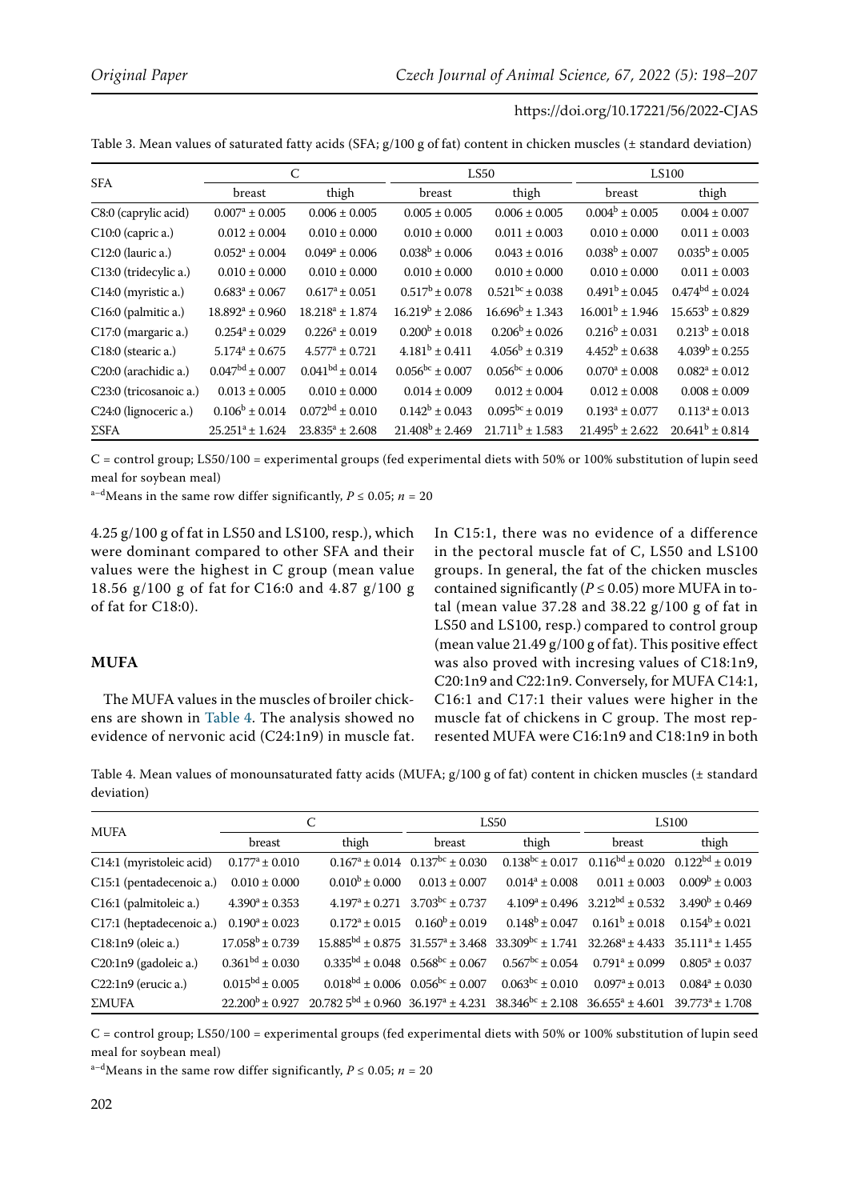Table 3. Mean values of saturated fatty acids (SFA; g/100 g of fat) content in chicken muscles (± standard deviation)

| SFA | C | | LS50 | | LS100 | |
|---|---|---|---|---|---|---|
| | breast | thigh | breast | thigh | breast | thigh |
| C8:0 (caprylic acid) | $0.007^{a} \pm 0.005$ | $0.006 \pm 0.005$ | $0.005 \pm 0.005$ | $0.006 \pm 0.005$ | $0.004^{b} \pm 0.005$ | $0.004 \pm 0.007$ |
| C10:0 (capric a.) | $0.012 \pm 0.004$ | $0.010 \pm 0.000$ | $0.010 \pm 0.000$ | $0.011 \pm 0.003$ | $0.010 \pm 0.000$ | $0.011 \pm 0.003$ |
| C12:0 (lauric a.) | $0.052^{a} \pm 0.004$ | $0.049^{a} \pm 0.006$ | $0.038^{b} \pm 0.006$ | $0.043 \pm 0.016$ | $0.038^{b} \pm 0.007$ | $0.035^{b} \pm 0.005$ |
| C13:0 (tridecylic a.) | $0.010 \pm 0.000$ | $0.010 \pm 0.000$ | $0.010 \pm 0.000$ | $0.010 \pm 0.000$ | $0.010 \pm 0.000$ | $0.011 \pm 0.003$ |
| C14:0 (myristic a.) | $0.683^{a} \pm 0.067$ | $0.617^{a} \pm 0.051$ | $0.517^{b} \pm 0.078$ | $0.521^{bc} \pm 0.038$ | $0.491^{b} \pm 0.045$ | $0.474^{bd} \pm 0.024$ |
| C16:0 (palmitic a.) | $18.892^{a} \pm 0.960$ | $18.218^{a} \pm 1.874$ | $16.219^{b} \pm 2.086$ | $16.696^{b} \pm 1.343$ | $16.001^{b} \pm 1.946$ | $15.653^{b} \pm 0.829$ |
| C17:0 (margaric a.) | $0.254^{a} \pm 0.029$ | $0.226^{a} \pm 0.019$ | $0.200^{b} \pm 0.018$ | $0.206^{b} \pm 0.026$ | $0.216^{b} \pm 0.031$ | $0.213^{b} \pm 0.018$ |
| C18:0 (stearic a.) | $5.174^{a} \pm 0.675$ | $4.577^{a} \pm 0.721$ | $4.181^{b} \pm 0.411$ | $4.056^{b} \pm 0.319$ | $4.452^{b} \pm 0.638$ | $4.039^{b} \pm 0.255$ |
| C20:0 (arachidic a.) | $0.047^{bd} \pm 0.007$ | $0.041^{bd} \pm 0.014$ | $0.056^{bc} \pm 0.007$ | $0.056^{bc} \pm 0.006$ | $0.070^{a} \pm 0.008$ | $0.082^{a} \pm 0.012$ |
| C23:0 (tricosanoic a.) | $0.013 \pm 0.005$ | $0.010 \pm 0.000$ | $0.014 \pm 0.009$ | $0.012 \pm 0.004$ | $0.012 \pm 0.008$ | $0.008 \pm 0.009$ |
| C24:0 (lignoceric a.) | $0.106^{b} \pm 0.014$ | $0.072^{bd} \pm 0.010$ | $0.142^{b} \pm 0.043$ | $0.095^{bc} \pm 0.019$ | $0.193^{a} \pm 0.077$ | $0.113^{a} \pm 0.013$ |
| ΣSFA | $25.251^{a} \pm 1.624$ | $23.835^{a} \pm 2.608$ | $21.408^{b} \pm 2.469$ | $21.711^{b} \pm 1.583$ | $21.495^{b} \pm 2.622$ | $20.641^{b} \pm 0.814$ |

C = control group; LS50/100 = experimental groups (fed experimental diets with 50% or 100% substitution of lupin seed meal for soybean meal)

[a–d]Means in the same row differ significantly, $P \leq 0.05$; $n = 20$

4.25 g/100 g of fat in LS50 and LS100, resp.), which were dominant compared to other SFA and their values were the highest in C group (mean value 18.56 g/100 g of fat for C16:0 and 4.87 g/100 g of fat for C18:0).

## MUFA

The MUFA values in the muscles of broiler chickens are shown in Table 4. The analysis showed no evidence of nervonic acid (C24:1n9) in muscle fat. In C15:1, there was no evidence of a difference in the pectoral muscle fat of C, LS50 and LS100 groups. In general, the fat of the chicken muscles contained significantly ($P \leq 0.05$) more MUFA in total (mean value 37.28 and 38.22 g/100 g of fat in LS50 and LS100, resp.) compared to control group (mean value 21.49 g/100 g of fat). This positive effect was also proved with incresing values of C18:1n9, C20:1n9 and C22:1n9. Conversely, for MUFA C14:1, C16:1 and C17:1 their values were higher in the muscle fat of chickens in C group. The most represented MUFA were C16:1n9 and C18:1n9 in both

Table 4. Mean values of monounsaturated fatty acids (MUFA; g/100 g of fat) content in chicken muscles (± standard deviation)

| MUFA | C | | LS50 | | LS100 | |
|---|---|---|---|---|---|---|
| | breast | thigh | breast | thigh | breast | thigh |
| C14:1 (myristoleic acid) | $0.177^{a} \pm 0.010$ | $0.167^{a} \pm 0.014$ | $0.137^{bc} \pm 0.030$ | $0.138^{bc} \pm 0.017$ | $0.116^{bd} \pm 0.020$ | $0.122^{bd} \pm 0.019$ |
| C15:1 (pentadecenoic a.) | $0.010 \pm 0.000$ | $0.010^{b} \pm 0.000$ | $0.013 \pm 0.007$ | $0.014^{a} \pm 0.008$ | $0.011 \pm 0.003$ | $0.009^{b} \pm 0.003$ |
| C16:1 (palmitoleic a.) | $4.390^{a} \pm 0.353$ | $4.197^{a} \pm 0.271$ | $3.703^{bc} \pm 0.737$ | $4.109^{a} \pm 0.496$ | $3.212^{bd} \pm 0.532$ | $3.490^{b} \pm 0.469$ |
| C17:1 (heptadecenoic a.) | $0.190^{a} \pm 0.023$ | $0.172^{a} \pm 0.015$ | $0.160^{b} \pm 0.019$ | $0.148^{b} \pm 0.047$ | $0.161^{b} \pm 0.018$ | $0.154^{b} \pm 0.021$ |
| C18:1n9 (oleic a.) | $17.058^{b} \pm 0.739$ | $15.885^{bd} \pm 0.875$ | $31.557^{a} \pm 3.468$ | $33.309^{bc} \pm 1.741$ | $32.268^{a} \pm 4.433$ | $35.111^{a} \pm 1.455$ |
| C20:1n9 (gadoleic a.) | $0.361^{bd} \pm 0.030$ | $0.335^{bd} \pm 0.048$ | $0.568^{bc} \pm 0.067$ | $0.567^{bc} \pm 0.054$ | $0.791^{a} \pm 0.099$ | $0.805^{a} \pm 0.037$ |
| C22:1n9 (erucic a.) | $0.015^{bd} \pm 0.005$ | $0.018^{bd} \pm 0.006$ | $0.056^{bc} \pm 0.007$ | $0.063^{bc} \pm 0.010$ | $0.097^{a} \pm 0.013$ | $0.084^{a} \pm 0.030$ |
| ΣMUFA | $22.200^{b} \pm 0.927$ | $20.782\ 5^{bd} \pm 0.960$ | $36.197^{a} \pm 4.231$ | $38.346^{bc} \pm 2.108$ | $36.655^{a} \pm 4.601$ | $39.773^{a} \pm 1.708$ |

C = control group; LS50/100 = experimental groups (fed experimental diets with 50% or 100% substitution of lupin seed meal for soybean meal)

[a–d]Means in the same row differ significantly, $P \leq 0.05$; $n = 20$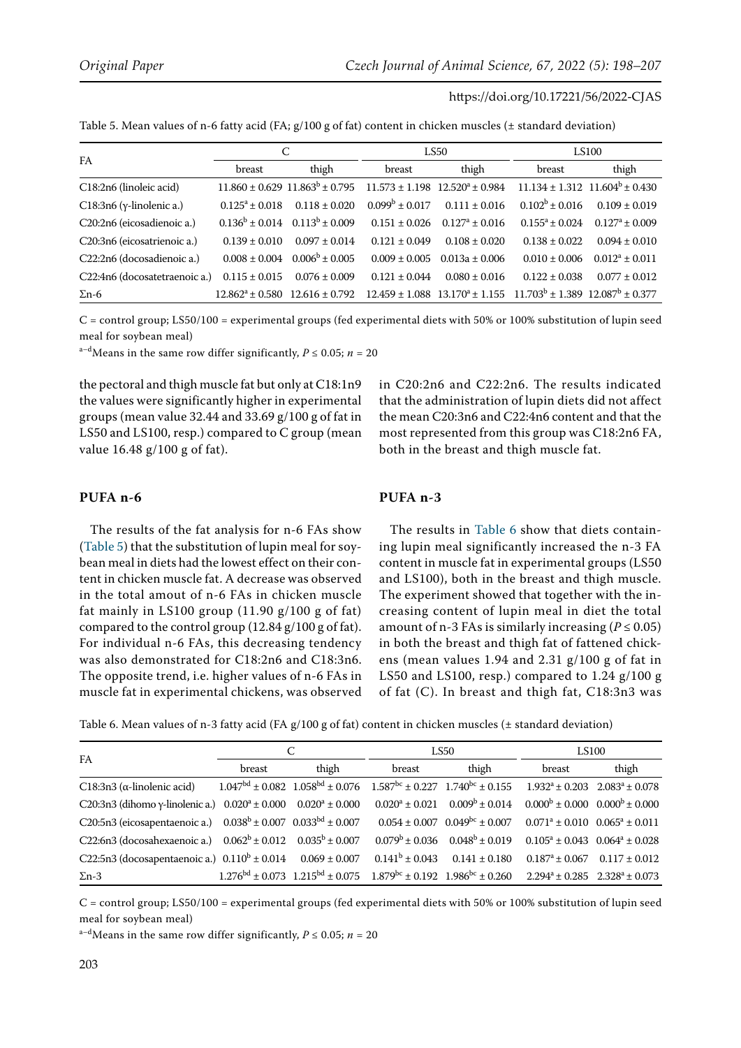Table 5. Mean values of n-6 fatty acid (FA; g/100 g of fat) content in chicken muscles (± standard deviation)

| FA | C | | LS50 | | LS100 | |
|---|---|---|---|---|---|---|
| | breast | thigh | breast | thigh | breast | thigh |
| C18:2n6 (linoleic acid) | 11.860 ± 0.629 | 11.863$^{b}$ ± 0.795 | 11.573 ± 1.198 | 12.520$^{a}$ ± 0.984 | 11.134 ± 1.312 | 11.604$^{b}$ ± 0.430 |
| C18:3n6 (γ-linolenic a.) | 0.125$^{a}$ ± 0.018 | 0.118 ± 0.020 | 0.099$^{b}$ ± 0.017 | 0.111 ± 0.016 | 0.102$^{b}$ ± 0.016 | 0.109 ± 0.019 |
| C20:2n6 (eicosadienoic a.) | 0.136$^{b}$ ± 0.014 | 0.113$^{b}$ ± 0.009 | 0.151 ± 0.026 | 0.127$^{a}$ ± 0.016 | 0.155$^{a}$ ± 0.024 | 0.127$^{a}$ ± 0.009 |
| C20:3n6 (eicosatrienoic a.) | 0.139 ± 0.010 | 0.097 ± 0.014 | 0.121 ± 0.049 | 0.108 ± 0.020 | 0.138 ± 0.022 | 0.094 ± 0.010 |
| C22:2n6 (docosadienoic a.) | 0.008 ± 0.004 | 0.006$^{b}$ ± 0.005 | 0.009 ± 0.005 | 0.013a ± 0.006 | 0.010 ± 0.006 | 0.012$^{a}$ ± 0.011 |
| C22:4n6 (docosatetraenoic a.) | 0.115 ± 0.015 | 0.076 ± 0.009 | 0.121 ± 0.044 | 0.080 ± 0.016 | 0.122 ± 0.038 | 0.077 ± 0.012 |
| Σn-6 | 12.862$^{a}$ ± 0.580 | 12.616 ± 0.792 | 12.459 ± 1.088 | 13.170$^{a}$ ± 1.155 | 11.703$^{b}$ ± 1.389 | 12.087$^{b}$ ± 0.377 |

C = control group; LS50/100 = experimental groups (fed experimental diets with 50% or 100% substitution of lupin seed meal for soybean meal)

[a–d]Means in the same row differ significantly, $P \leq 0.05$; $n = 20$

the pectoral and thigh muscle fat but only at C18:1n9 the values were significantly higher in experimental groups (mean value 32.44 and 33.69 g/100 g of fat in LS50 and LS100, resp.) compared to C group (mean value 16.48 g/100 g of fat).

## PUFA n-6

The results of the fat analysis for n-6 FAs show (Table 5) that the substitution of lupin meal for soybean meal in diets had the lowest effect on their content in chicken muscle fat. A decrease was observed in the total amout of n-6 FAs in chicken muscle fat mainly in LS100 group (11.90 g/100 g of fat) compared to the control group (12.84 g/100 g of fat). For individual n-6 FAs, this decreasing tendency was also demonstrated for C18:2n6 and C18:3n6. The opposite trend, i.e. higher values of n-6 FAs in muscle fat in experimental chickens, was observed in C20:2n6 and C22:2n6. The results indicated that the administration of lupin diets did not affect the mean C20:3n6 and C22:4n6 content and that the most represented from this group was C18:2n6 FA, both in the breast and thigh muscle fat.

## PUFA n-3

The results in Table 6 show that diets containing lupin meal significantly increased the n-3 FA content in muscle fat in experimental groups (LS50 and LS100), both in the breast and thigh muscle. The experiment showed that together with the increasing content of lupin meal in diet the total amount of n-3 FAs is similarly increasing ($P \leq 0.05$) in both the breast and thigh fat of fattened chickens (mean values 1.94 and 2.31 g/100 g of fat in LS50 and LS100, resp.) compared to 1.24 g/100 g of fat (C). In breast and thigh fat, C18:3n3 was

Table 6. Mean values of n-3 fatty acid (FA g/100 g of fat) content in chicken muscles (± standard deviation)

| FA | C | | LS50 | | LS100 | |
|---|---|---|---|---|---|---|
| | breast | thigh | breast | thigh | breast | thigh |
| C18:3n3 (α-linolenic acid) | 1.047$^{bd}$ ± 0.082 | 1.058$^{bd}$ ± 0.076 | 1.587$^{bc}$ ± 0.227 | 1.740$^{bc}$ ± 0.155 | 1.932$^{a}$ ± 0.203 | 2.083$^{a}$ ± 0.078 |
| C20:3n3 (dihomo γ-linolenic a.) | 0.020$^{a}$ ± 0.000 | 0.020$^{a}$ ± 0.000 | 0.020$^{a}$ ± 0.021 | 0.009$^{b}$ ± 0.014 | 0.000$^{b}$ ± 0.000 | 0.000$^{b}$ ± 0.000 |
| C20:5n3 (eicosapentaenoic a.) | 0.038$^{b}$ ± 0.007 | 0.033$^{bd}$ ± 0.007 | 0.054 ± 0.007 | 0.049$^{bc}$ ± 0.007 | 0.071$^{a}$ ± 0.010 | 0.065$^{a}$ ± 0.011 |
| C22:6n3 (docosahexaenoic a.) | 0.062$^{b}$ ± 0.012 | 0.035$^{b}$ ± 0.007 | 0.079$^{b}$ ± 0.036 | 0.048$^{b}$ ± 0.019 | 0.105$^{a}$ ± 0.043 | 0.064$^{a}$ ± 0.028 |
| C22:5n3 (docosapentaenoic a.) | 0.110$^{b}$ ± 0.014 | 0.069 ± 0.007 | 0.141$^{b}$ ± 0.043 | 0.141 ± 0.180 | 0.187$^{a}$ ± 0.067 | 0.117 ± 0.012 |
| Σn-3 | 1.276$^{bd}$ ± 0.073 | 1.215$^{bd}$ ± 0.075 | 1.879$^{bc}$ ± 0.192 | 1.986$^{bc}$ ± 0.260 | 2.294$^{a}$ ± 0.285 | 2.328$^{a}$ ± 0.073 |

C = control group; LS50/100 = experimental groups (fed experimental diets with 50% or 100% substitution of lupin seed meal for soybean meal)

[a–d]Means in the same row differ significantly, $P \leq 0.05$; $n = 20$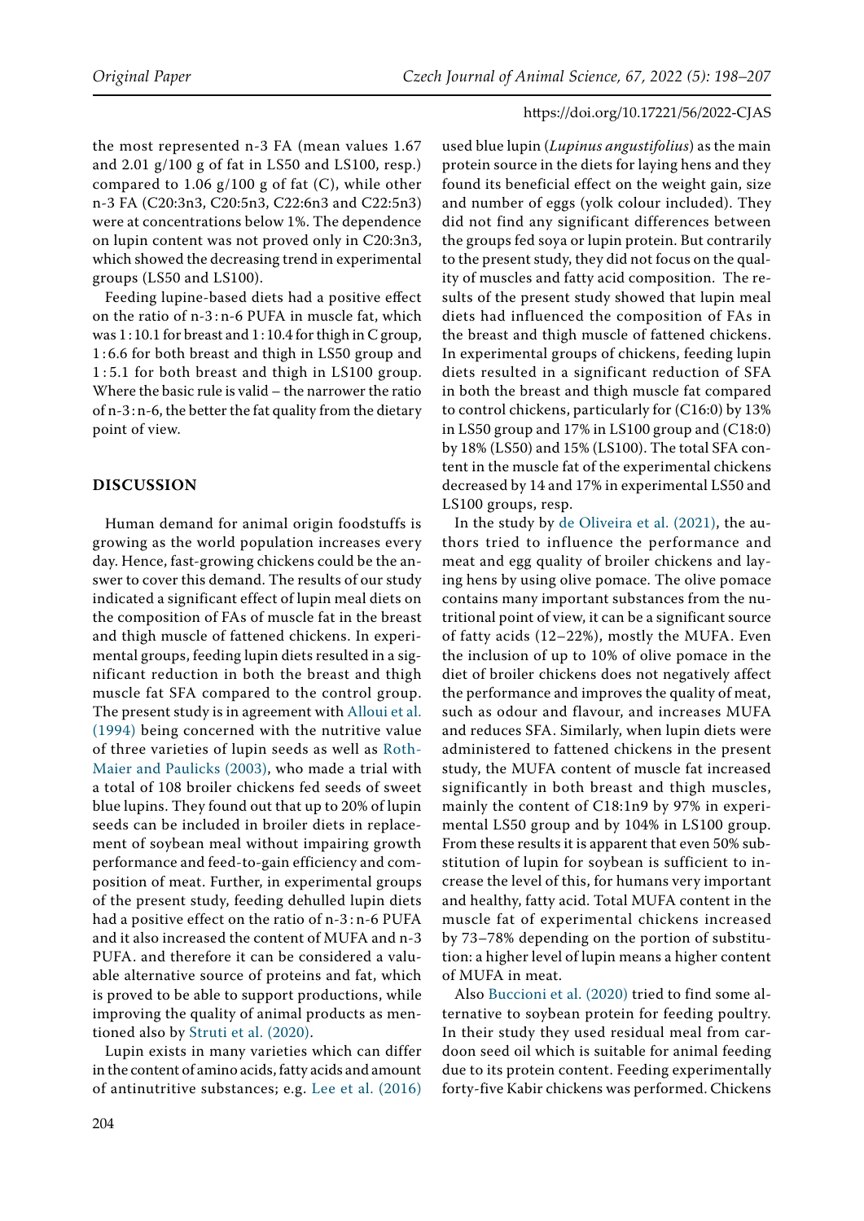the most represented n-3 FA (mean values 1.67 and 2.01 g/100 g of fat in LS50 and LS100, resp.) compared to 1.06 g/100 g of fat (C), while other n-3 FA (C20:3n3, C20:5n3, C22:6n3 and C22:5n3) were at concentrations below 1%. The dependence on lupin content was not proved only in C20:3n3, which showed the decreasing trend in experimental groups (LS50 and LS100).

Feeding lupine-based diets had a positive effect on the ratio of n-3 : n-6 PUFA in muscle fat, which was 1 : 10.1 for breast and 1 : 10.4 for thigh in C group, 1 : 6.6 for both breast and thigh in LS50 group and 1 : 5.1 for both breast and thigh in LS100 group. Where the basic rule is valid – the narrower the ratio of n-3 : n-6, the better the fat quality from the dietary point of view.

## DISCUSSION

Human demand for animal origin foodstuffs is growing as the world population increases every day. Hence, fast-growing chickens could be the answer to cover this demand. The results of our study indicated a significant effect of lupin meal diets on the composition of FAs of muscle fat in the breast and thigh muscle of fattened chickens. In experimental groups, feeding lupin diets resulted in a significant reduction in both the breast and thigh muscle fat SFA compared to the control group. The present study is in agreement with Alloui et al. (1994) being concerned with the nutritive value of three varieties of lupin seeds as well as Roth-Maier and Paulicks (2003), who made a trial with a total of 108 broiler chickens fed seeds of sweet blue lupins. They found out that up to 20% of lupin seeds can be included in broiler diets in replacement of soybean meal without impairing growth performance and feed-to-gain efficiency and composition of meat. Further, in experimental groups of the present study, feeding dehulled lupin diets had a positive effect on the ratio of n-3 : n-6 PUFA and it also increased the content of MUFA and n-3 PUFA. and therefore it can be considered a valuable alternative source of proteins and fat, which is proved to be able to support productions, while improving the quality of animal products as mentioned also by Struti et al. (2020).

Lupin exists in many varieties which can differ in the content of amino acids, fatty acids and amount of antinutritive substances; e.g. Lee et al. (2016) used blue lupin (*Lupinus angustifolius*) as the main protein source in the diets for laying hens and they found its beneficial effect on the weight gain, size and number of eggs (yolk colour included). They did not find any significant differences between the groups fed soya or lupin protein. But contrarily to the present study, they did not focus on the quality of muscles and fatty acid composition. The results of the present study showed that lupin meal diets had influenced the composition of FAs in the breast and thigh muscle of fattened chickens. In experimental groups of chickens, feeding lupin diets resulted in a significant reduction of SFA in both the breast and thigh muscle fat compared to control chickens, particularly for (C16:0) by 13% in LS50 group and 17% in LS100 group and (C18:0) by 18% (LS50) and 15% (LS100). The total SFA content in the muscle fat of the experimental chickens decreased by 14 and 17% in experimental LS50 and LS100 groups, resp.

In the study by de Oliveira et al. (2021), the authors tried to influence the performance and meat and egg quality of broiler chickens and laying hens by using olive pomace. The olive pomace contains many important substances from the nutritional point of view, it can be a significant source of fatty acids (12–22%), mostly the MUFA. Even the inclusion of up to 10% of olive pomace in the diet of broiler chickens does not negatively affect the performance and improves the quality of meat, such as odour and flavour, and increases MUFA and reduces SFA. Similarly, when lupin diets were administered to fattened chickens in the present study, the MUFA content of muscle fat increased significantly in both breast and thigh muscles, mainly the content of C18:1n9 by 97% in experimental LS50 group and by 104% in LS100 group. From these results it is apparent that even 50% substitution of lupin for soybean is sufficient to increase the level of this, for humans very important and healthy, fatty acid. Total MUFA content in the muscle fat of experimental chickens increased by 73–78% depending on the portion of substitution: a higher level of lupin means a higher content of MUFA in meat.

Also Buccioni et al. (2020) tried to find some alternative to soybean protein for feeding poultry. In their study they used residual meal from cardoon seed oil which is suitable for animal feeding due to its protein content. Feeding experimentally forty-five Kabir chickens was performed. Chickens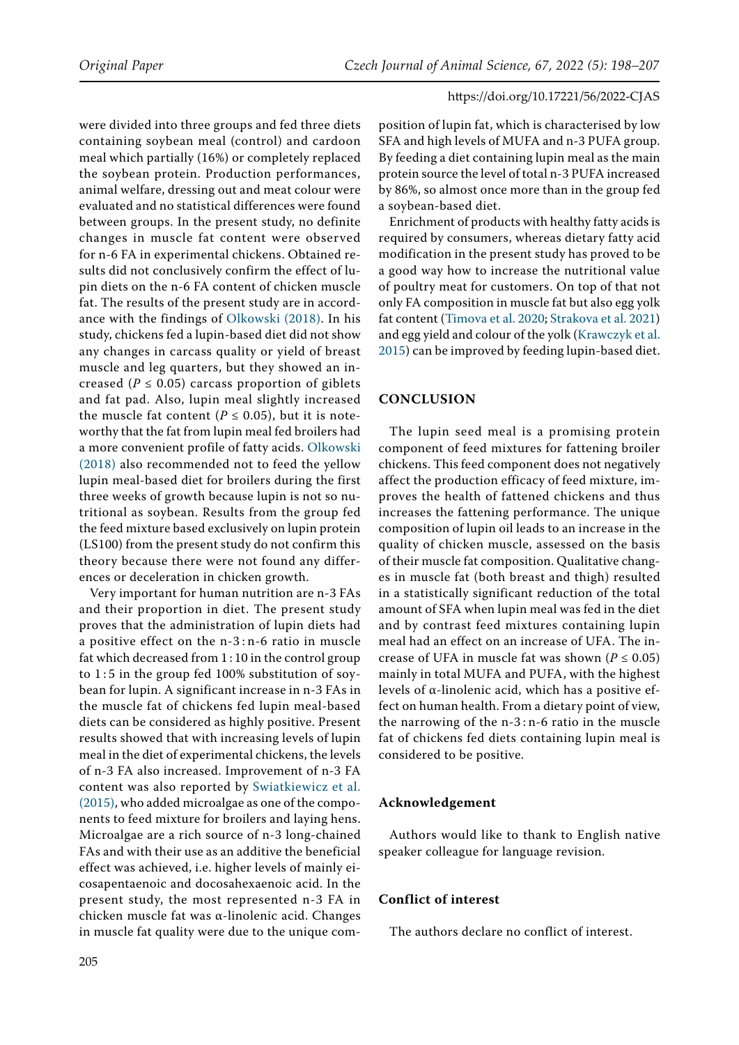were divided into three groups and fed three diets containing soybean meal (control) and cardoon meal which partially (16%) or completely replaced the soybean protein. Production performances, animal welfare, dressing out and meat colour were evaluated and no statistical differences were found between groups. In the present study, no definite changes in muscle fat content were observed for n-6 FA in experimental chickens. Obtained results did not conclusively confirm the effect of lupin diets on the n-6 FA content of chicken muscle fat. The results of the present study are in accordance with the findings of Olkowski (2018). In his study, chickens fed a lupin-based diet did not show any changes in carcass quality or yield of breast muscle and leg quarters, but they showed an increased ($P \leq 0.05$) carcass proportion of giblets and fat pad. Also, lupin meal slightly increased the muscle fat content ($P \leq 0.05$), but it is noteworthy that the fat from lupin meal fed broilers had a more convenient profile of fatty acids. Olkowski (2018) also recommended not to feed the yellow lupin meal-based diet for broilers during the first three weeks of growth because lupin is not so nutritional as soybean. Results from the group fed the feed mixture based exclusively on lupin protein (LS100) from the present study do not confirm this theory because there were not found any differences or deceleration in chicken growth.

Very important for human nutrition are n-3 FAs and their proportion in diet. The present study proves that the administration of lupin diets had a positive effect on the n-3 : n-6 ratio in muscle fat which decreased from 1 : 10 in the control group to 1 : 5 in the group fed 100% substitution of soybean for lupin. A significant increase in n-3 FAs in the muscle fat of chickens fed lupin meal-based diets can be considered as highly positive. Present results showed that with increasing levels of lupin meal in the diet of experimental chickens, the levels of n-3 FA also increased. Improvement of n-3 FA content was also reported by Swiatkiewicz et al. (2015), who added microalgae as one of the components to feed mixture for broilers and laying hens. Microalgae are a rich source of n-3 long-chained FAs and with their use as an additive the beneficial effect was achieved, i.e. higher levels of mainly eicosapentaenoic and docosahexaenoic acid. In the present study, the most represented n-3 FA in chicken muscle fat was α-linolenic acid. Changes in muscle fat quality were due to the unique composition of lupin fat, which is characterised by low SFA and high levels of MUFA and n-3 PUFA group. By feeding a diet containing lupin meal as the main protein source the level of total n-3 PUFA increased by 86%, so almost once more than in the group fed a soybean-based diet.

Enrichment of products with healthy fatty acids is required by consumers, whereas dietary fatty acid modification in the present study has proved to be a good way how to increase the nutritional value of poultry meat for customers. On top of that not only FA composition in muscle fat but also egg yolk fat content (Timova et al. 2020; Strakova et al. 2021) and egg yield and colour of the yolk (Krawczyk et al. 2015) can be improved by feeding lupin-based diet.

## CONCLUSION

The lupin seed meal is a promising protein component of feed mixtures for fattening broiler chickens. This feed component does not negatively affect the production efficacy of feed mixture, improves the health of fattened chickens and thus increases the fattening performance. The unique composition of lupin oil leads to an increase in the quality of chicken muscle, assessed on the basis of their muscle fat composition. Qualitative changes in muscle fat (both breast and thigh) resulted in a statistically significant reduction of the total amount of SFA when lupin meal was fed in the diet and by contrast feed mixtures containing lupin meal had an effect on an increase of UFA. The increase of UFA in muscle fat was shown ($P \leq 0.05$) mainly in total MUFA and PUFA, with the highest levels of α-linolenic acid, which has a positive effect on human health. From a dietary point of view, the narrowing of the n-3 : n-6 ratio in the muscle fat of chickens fed diets containing lupin meal is considered to be positive.

### Acknowledgement

Authors would like to thank to English native speaker colleague for language revision.

### Conflict of interest

The authors declare no conflict of interest.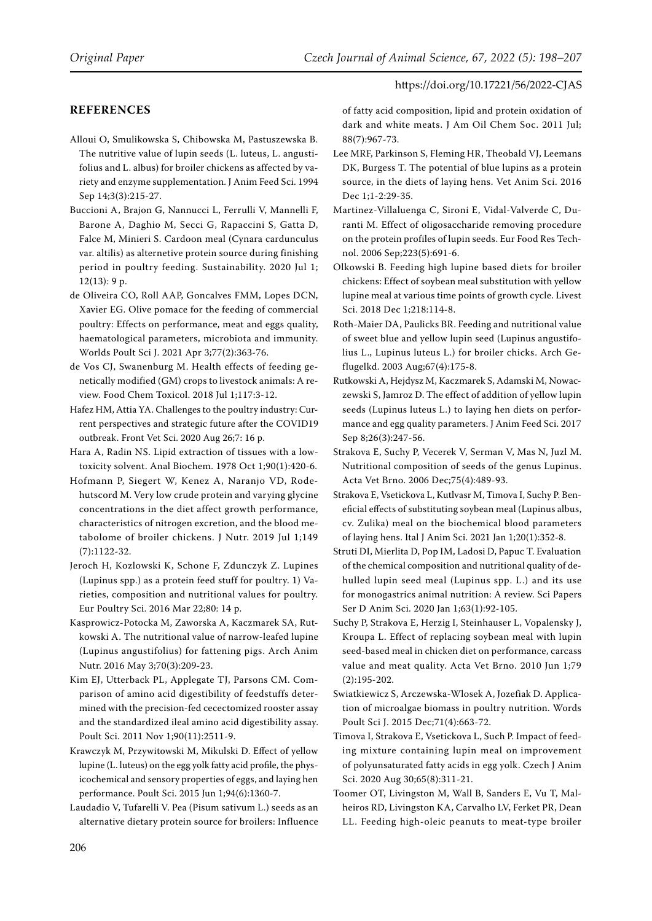## REFERENCES

Alloui O, Smulikowska S, Chibowska M, Pastuszewska B. The nutritive value of lupin seeds (L. luteus, L. angustifolius and L. albus) for broiler chickens as affected by variety and enzyme supplementation. J Anim Feed Sci. 1994 Sep 14;3(3):215-27.

Buccioni A, Brajon G, Nannucci L, Ferrulli V, Mannelli F, Barone A, Daghio M, Secci G, Rapaccini S, Gatta D, Falce M, Minieri S. Cardoon meal (Cynara cardunculus var. altilis) as alternetive protein source during finishing period in poultry feeding. Sustainability. 2020 Jul 1; 12(13): 9 p.

de Oliveira CO, Roll AAP, Goncalves FMM, Lopes DCN, Xavier EG. Olive pomace for the feeding of commercial poultry: Effects on performance, meat and eggs quality, haematological parameters, microbiota and immunity. Worlds Poult Sci J. 2021 Apr 3;77(2):363-76.

de Vos CJ, Swanenburg M. Health effects of feeding genetically modified (GM) crops to livestock animals: A review. Food Chem Toxicol. 2018 Jul 1;117:3-12.

Hafez HM, Attia YA. Challenges to the poultry industry: Current perspectives and strategic future after the COVID19 outbreak. Front Vet Sci. 2020 Aug 26;7: 16 p.

Hara A, Radin NS. Lipid extraction of tissues with a low-toxicity solvent. Anal Biochem. 1978 Oct 1;90(1):420-6.

Hofmann P, Siegert W, Kenez A, Naranjo VD, Rodehutscord M. Very low crude protein and varying glycine concentrations in the diet affect growth performance, characteristics of nitrogen excretion, and the blood metabolome of broiler chickens. J Nutr. 2019 Jul 1;149 (7):1122-32.

Jeroch H, Kozlowski K, Schone F, Zduncz​yk Z. Lupines (Lupinus spp.) as a protein feed stuff for poultry. 1) Varieties, composition and nutritional values for poultry. Eur Poultry Sci. 2016 Mar 22;80: 14 p.

Kasprowicz-Potocka M, Zaworska A, Kaczmarek SA, Rutkowski A. The nutritional value of narrow-leafed lupine (Lupinus angustifolius) for fattening pigs. Arch Anim Nutr. 2016 May 3;70(3):209-23.

Kim EJ, Utterback PL, Applegate TJ, Parsons CM. Comparison of amino acid digestibility of feedstuffs determined with the precision-fed cecectomized rooster assay and the standardized ileal amino acid digestibility assay. Poult Sci. 2011 Nov 1;90(11):2511-9.

Krawczyk M, Przywitowski M, Mikulski D. Effect of yellow lupine (L. luteus) on the egg yolk fatty acid profile, the physicochemical and sensory properties of eggs, and laying hen performance. Poult Sci. 2015 Jun 1;94(6):1360-7.

Laudadio V, Tufarelli V. Pea (Pisum sativum L.) seeds as an alternative dietary protein source for broilers: Influence of fatty acid composition, lipid and protein oxidation of dark and white meats. J Am Oil Chem Soc. 2011 Jul; 88(7):967-73.

Lee MRF, Parkinson S, Fleming HR, Theobald VJ, Leemans DK, Burgess T. The potential of blue lupins as a protein source, in the diets of laying hens. Vet Anim Sci. 2016 Dec 1;1-2:29-35.

Martinez-Villaluenga C, Sironi E, Vidal-Valverde C, Duranti M. Effect of oligosaccharide removing procedure on the protein profiles of lupin seeds. Eur Food Res Technol. 2006 Sep;223(5):691-6.

Olkowski B. Feeding high lupine based diets for broiler chickens: Effect of soybean meal substitution with yellow lupine meal at various time points of growth cycle. Livest Sci. 2018 Dec 1;218:114-8.

Roth-Maier DA, Paulicks BR. Feeding and nutritional value of sweet blue and yellow lupin seed (Lupinus angustifolius L., Lupinus luteus L.) for broiler chicks. Arch Geflugelkd. 2003 Aug;67(4):175-8.

Rutkowski A, Hejdysz M, Kaczmarek S, Adamski M, Nowaczewski S, Jamroz D. The effect of addition of yellow lupin seeds (Lupinus luteus L.) to laying hen diets on performance and egg quality parameters. J Anim Feed Sci. 2017 Sep 8;26(3):247-56.

Strakova E, Suchy P, Vecerek V, Serman V, Mas N, Juzl M. Nutritional composition of seeds of the genus Lupinus. Acta Vet Brno. 2006 Dec;75(4):489-93.

Strakova E, Vsetickova L, Kutlvasr M, Timova I, Suchy P. Beneficial effects of substituting soybean meal (Lupinus albus, cv. Zulika) meal on the biochemical blood parameters of laying hens. Ital J Anim Sci. 2021 Jan 1;20(1):352-8.

Struti DI, Mierlita D, Pop IM, Ladosi D, Papuc T. Evaluation of the chemical composition and nutritional quality of dehulled lupin seed meal (Lupinus spp. L.) and its use for monogastrics animal nutrition: A review. Sci Papers Ser D Anim Sci. 2020 Jan 1;63(1):92-105.

Suchy P, Strakova E, Herzig I, Steinhauser L, Vopalensky J, Kroupa L. Effect of replacing soybean meal with lupin seed-based meal in chicken diet on performance, carcass value and meat quality. Acta Vet Brno. 2010 Jun 1;79 (2):195-202.

Swiatkiewicz S, Arczewska-Wlosek A, Jozefiak D. Application of microalgae biomass in poultry nutrition. Words Poult Sci J. 2015 Dec;71(4):663-72.

Timova I, Strakova E, Vsetickova L, Such P. Impact of feeding mixture containing lupin meal on improvement of polyunsaturated fatty acids in egg yolk. Czech J Anim Sci. 2020 Aug 30;65(8):311-21.

Toomer OT, Livingston M, Wall B, Sanders E, Vu T, Malheiros RD, Livingston KA, Carvalho LV, Ferket PR, Dean LL. Feeding high-oleic peanuts to meat-type broiler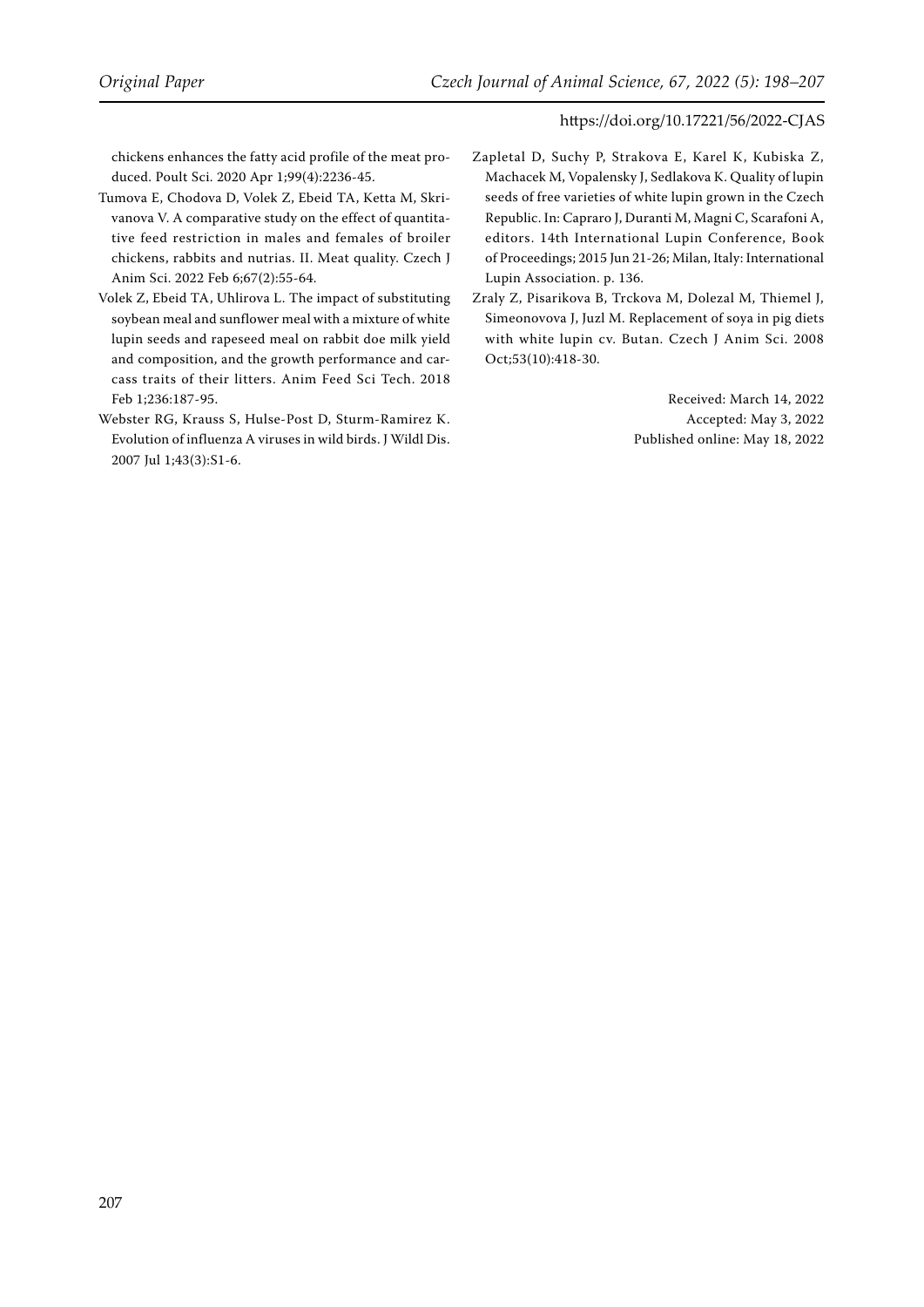chickens enhances the fatty acid profile of the meat produced. Poult Sci. 2020 Apr 1;99(4):2236-45.

Tumova E, Chodova D, Volek Z, Ebeid TA, Ketta M, Skrivanova V. A comparative study on the effect of quantitative feed restriction in males and females of broiler chickens, rabbits and nutrias. II. Meat quality. Czech J Anim Sci. 2022 Feb 6;67(2):55-64.

Volek Z, Ebeid TA, Uhlirova L. The impact of substituting soybean meal and sunflower meal with a mixture of white lupin seeds and rapeseed meal on rabbit doe milk yield and composition, and the growth performance and carcass traits of their litters. Anim Feed Sci Tech. 2018 Feb 1;236:187-95.

Webster RG, Krauss S, Hulse-Post D, Sturm-Ramirez K. Evolution of influenza A viruses in wild birds. J Wildl Dis. 2007 Jul 1;43(3):S1-6.

Zapletal D, Suchy P, Strakova E, Karel K, Kubiska Z, Machacek M, Vopalensky J, Sedlakova K. Quality of lupin seeds of free varieties of white lupin grown in the Czech Republic. In: Capraro J, Duranti M, Magni C, Scarafoni A, editors. 14th International Lupin Conference, Book of Proceedings; 2015 Jun 21-26; Milan, Italy: International Lupin Association. p. 136.

Zraly Z, Pisarikova B, Trckova M, Dolezal M, Thiemel J, Simeonovova J, Juzl M. Replacement of soya in pig diets with white lupin cv. Butan. Czech J Anim Sci. 2008 Oct;53(10):418-30.

Received: March 14, 2022
Accepted: May 3, 2022
Published online: May 18, 2022